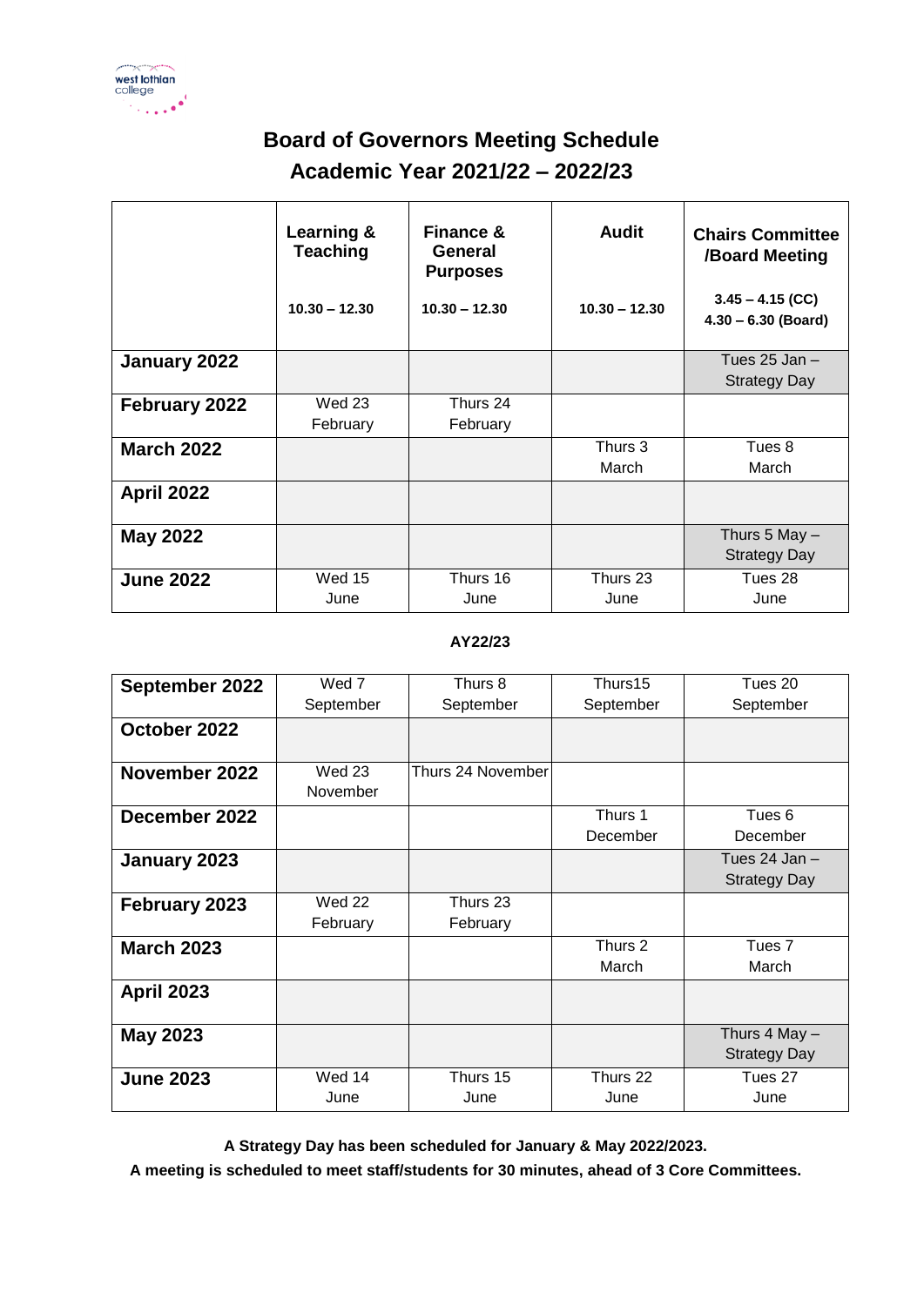# Board of Governors Meeting Schedule
## Academic Year 2021/22 – 2022/23

| | Learning & Teaching<br>10.30 – 12.30 | Finance & General Purposes<br>10.30 – 12.30 | Audit<br>10.30 – 12.30 | Chairs Committee /Board Meeting<br>3.45 – 4.15 (CC)<br>4.30 – 6.30 (Board) |
|---|---|---|---|---|
| **January 2022** | | | | Tues 25 Jan – Strategy Day |
| **February 2022** | Wed 23 February | Thurs 24 February | | |
| **March 2022** | | | Thurs 3 March | Tues 8 March |
| **April 2022** | | | | |
| **May 2022** | | | | Thurs 5 May – Strategy Day |
| **June 2022** | Wed 15 June | Thurs 16 June | Thurs 23 June | Tues 28 June |

**AY22/23**

| | | | | |
|---|---|---|---|---|
| **September 2022** | Wed 7 September | Thurs 8 September | Thurs15 September | Tues 20 September |
| **October 2022** | | | | |
| **November 2022** | Wed 23 November | Thurs 24 November | | |
| **December 2022** | | | Thurs 1 December | Tues 6 December |
| **January 2023** | | | | Tues 24 Jan – Strategy Day |
| **February 2023** | Wed 22 February | Thurs 23 February | | |
| **March 2023** | | | Thurs 2 March | Tues 7 March |
| **April 2023** | | | | |
| **May 2023** | | | | Thurs 4 May – Strategy Day |
| **June 2023** | Wed 14 June | Thurs 15 June | Thurs 22 June | Tues 27 June |

**A Strategy Day has been scheduled for January & May 2022/2023.**
**A meeting is scheduled to meet staff/students for 30 minutes, ahead of 3 Core Committees.**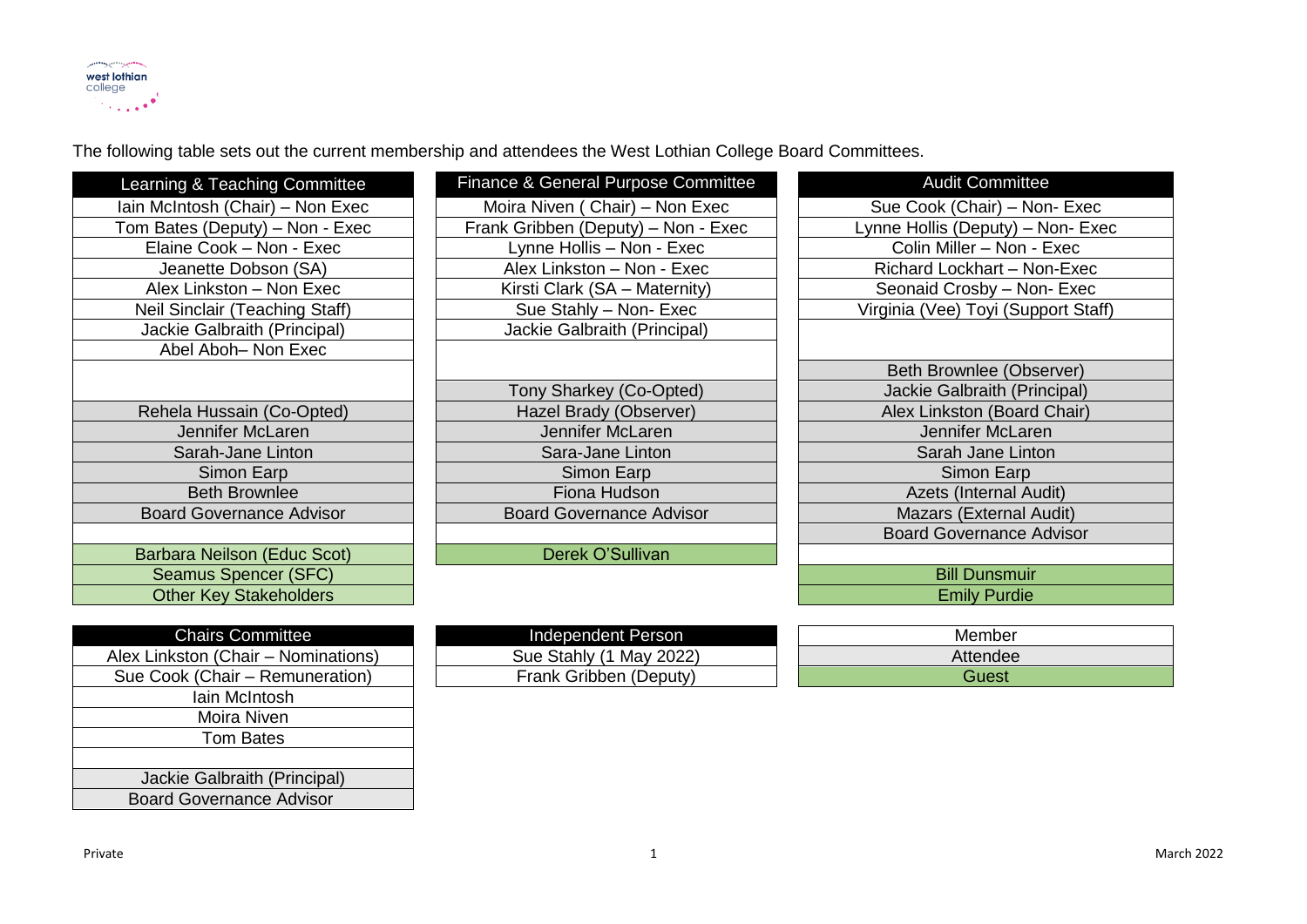The following table sets out the current membership and attendees the West Lothian College Board Committees.

| Learning & Teaching Committee |
|---|
| Iain McIntosh (Chair) – Non Exec |
| Tom Bates (Deputy) – Non - Exec |
| Elaine Cook – Non - Exec |
| Jeanette Dobson (SA) |
| Alex Linkston – Non Exec |
| Neil Sinclair (Teaching Staff) |
| Jackie Galbraith (Principal) |
| Abel Aboh– Non Exec |
| |
| Rehela Hussain (Co-Opted) |
| Jennifer McLaren |
| Sarah-Jane Linton |
| Simon Earp |
| Beth Brownlee |
| Board Governance Advisor |
| |
| Barbara Neilson (Educ Scot) |
| Seamus Spencer (SFC) |
| Other Key Stakeholders |

| Finance & General Purpose Committee |
|---|
| Moira Niven ( Chair) – Non Exec |
| Frank Gribben (Deputy) – Non - Exec |
| Lynne Hollis – Non - Exec |
| Alex Linkston – Non - Exec |
| Kirsti Clark (SA – Maternity) |
| Sue Stahly – Non- Exec |
| Jackie Galbraith (Principal) |
| |
| Tony Sharkey (Co-Opted) |
| Hazel Brady (Observer) |
| Jennifer McLaren |
| Sara-Jane Linton |
| Simon Earp |
| Fiona Hudson |
| Board Governance Advisor |
| |
| Derek O'Sullivan |

| Audit Committee |
|---|
| Sue Cook (Chair) – Non- Exec |
| Lynne Hollis (Deputy) – Non- Exec |
| Colin Miller – Non - Exec |
| Richard Lockhart – Non-Exec |
| Seonaid Crosby – Non- Exec |
| Virginia (Vee) Toyi (Support Staff) |
| |
| Beth Brownlee (Observer) |
| Jackie Galbraith (Principal) |
| Alex Linkston (Board Chair) |
| Jennifer McLaren |
| Sarah Jane Linton |
| Simon Earp |
| Azets (Internal Audit) |
| Mazars (External Audit) |
| Board Governance Advisor |
| |
| Bill Dunsmuir |
| Emily Purdie |

| Chairs Committee |
|---|
| Alex Linkston (Chair – Nominations) |
| Sue Cook (Chair – Remuneration) |
| Iain McIntosh |
| Moira Niven |
| Tom Bates |
| |
| Jackie Galbraith (Principal) |
| Board Governance Advisor |

| Independent Person |
|---|
| Sue Stahly (1 May 2022) |
| Frank Gribben (Deputy) |

| Key |
|---|
| Member |
| Attendee |
| Guest |

Private

March 2022